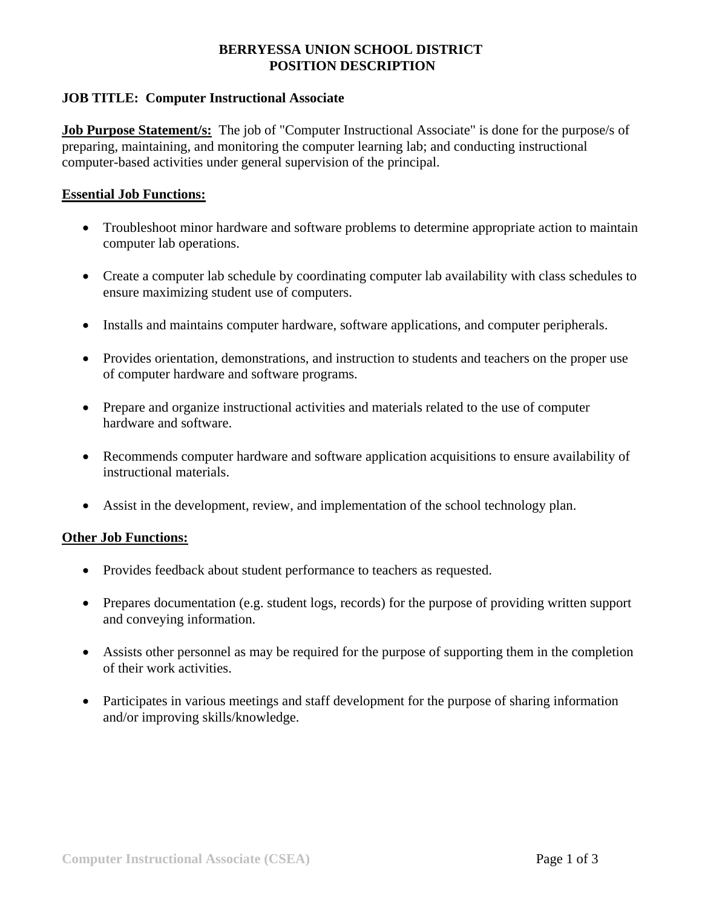# BERRYESSA UNION SCHOOL DISTRICT
# POSITION DESCRIPTION

**JOB TITLE: Computer Instructional Associate**

**Job Purpose Statement/s:** The job of "Computer Instructional Associate" is done for the purpose/s of preparing, maintaining, and monitoring the computer learning lab; and conducting instructional computer-based activities under general supervision of the principal.

## Essential Job Functions:

- Troubleshoot minor hardware and software problems to determine appropriate action to maintain computer lab operations.
- Create a computer lab schedule by coordinating computer lab availability with class schedules to ensure maximizing student use of computers.
- Installs and maintains computer hardware, software applications, and computer peripherals.
- Provides orientation, demonstrations, and instruction to students and teachers on the proper use of computer hardware and software programs.
- Prepare and organize instructional activities and materials related to the use of computer hardware and software.
- Recommends computer hardware and software application acquisitions to ensure availability of instructional materials.
- Assist in the development, review, and implementation of the school technology plan.

## Other Job Functions:

- Provides feedback about student performance to teachers as requested.
- Prepares documentation (e.g. student logs, records) for the purpose of providing written support and conveying information.
- Assists other personnel as may be required for the purpose of supporting them in the completion of their work activities.
- Participates in various meetings and staff development for the purpose of sharing information and/or improving skills/knowledge.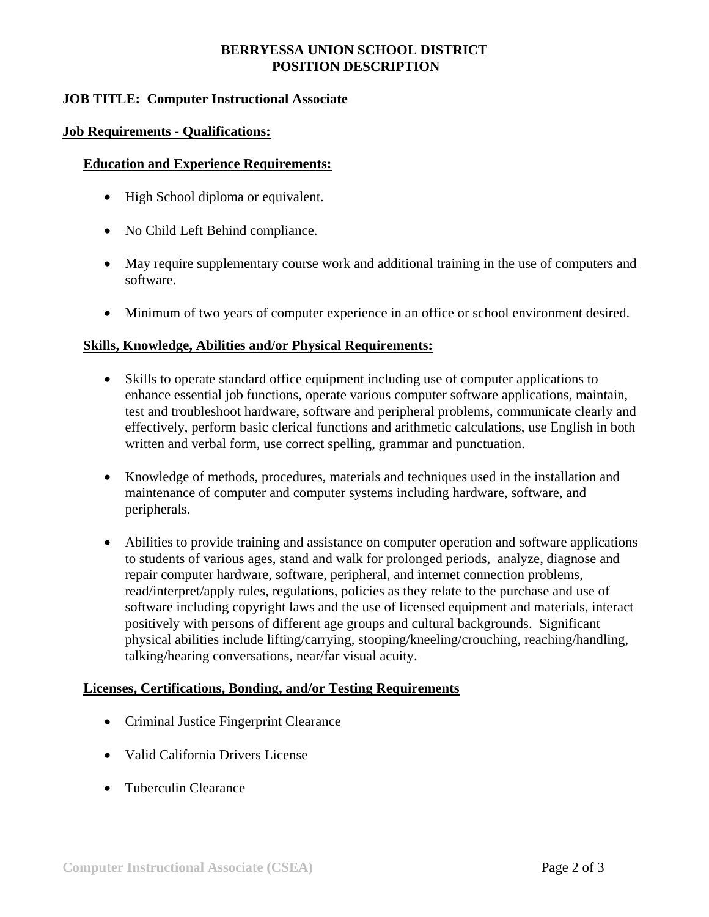**BERRYESSA UNION SCHOOL DISTRICT**
**POSITION DESCRIPTION**

**JOB TITLE: Computer Instructional Associate**

## Job Requirements - Qualifications:

### Education and Experience Requirements:

- High School diploma or equivalent.
- No Child Left Behind compliance.
- May require supplementary course work and additional training in the use of computers and software.
- Minimum of two years of computer experience in an office or school environment desired.

### Skills, Knowledge, Abilities and/or Physical Requirements:

- Skills to operate standard office equipment including use of computer applications to enhance essential job functions, operate various computer software applications, maintain, test and troubleshoot hardware, software and peripheral problems, communicate clearly and effectively, perform basic clerical functions and arithmetic calculations, use English in both written and verbal form, use correct spelling, grammar and punctuation.
- Knowledge of methods, procedures, materials and techniques used in the installation and maintenance of computer and computer systems including hardware, software, and peripherals.
- Abilities to provide training and assistance on computer operation and software applications to students of various ages, stand and walk for prolonged periods, analyze, diagnose and repair computer hardware, software, peripheral, and internet connection problems, read/interpret/apply rules, regulations, policies as they relate to the purchase and use of software including copyright laws and the use of licensed equipment and materials, interact positively with persons of different age groups and cultural backgrounds. Significant physical abilities include lifting/carrying, stooping/kneeling/crouching, reaching/handling, talking/hearing conversations, near/far visual acuity.

### Licenses, Certifications, Bonding, and/or Testing Requirements

- Criminal Justice Fingerprint Clearance
- Valid California Drivers License
- Tuberculin Clearance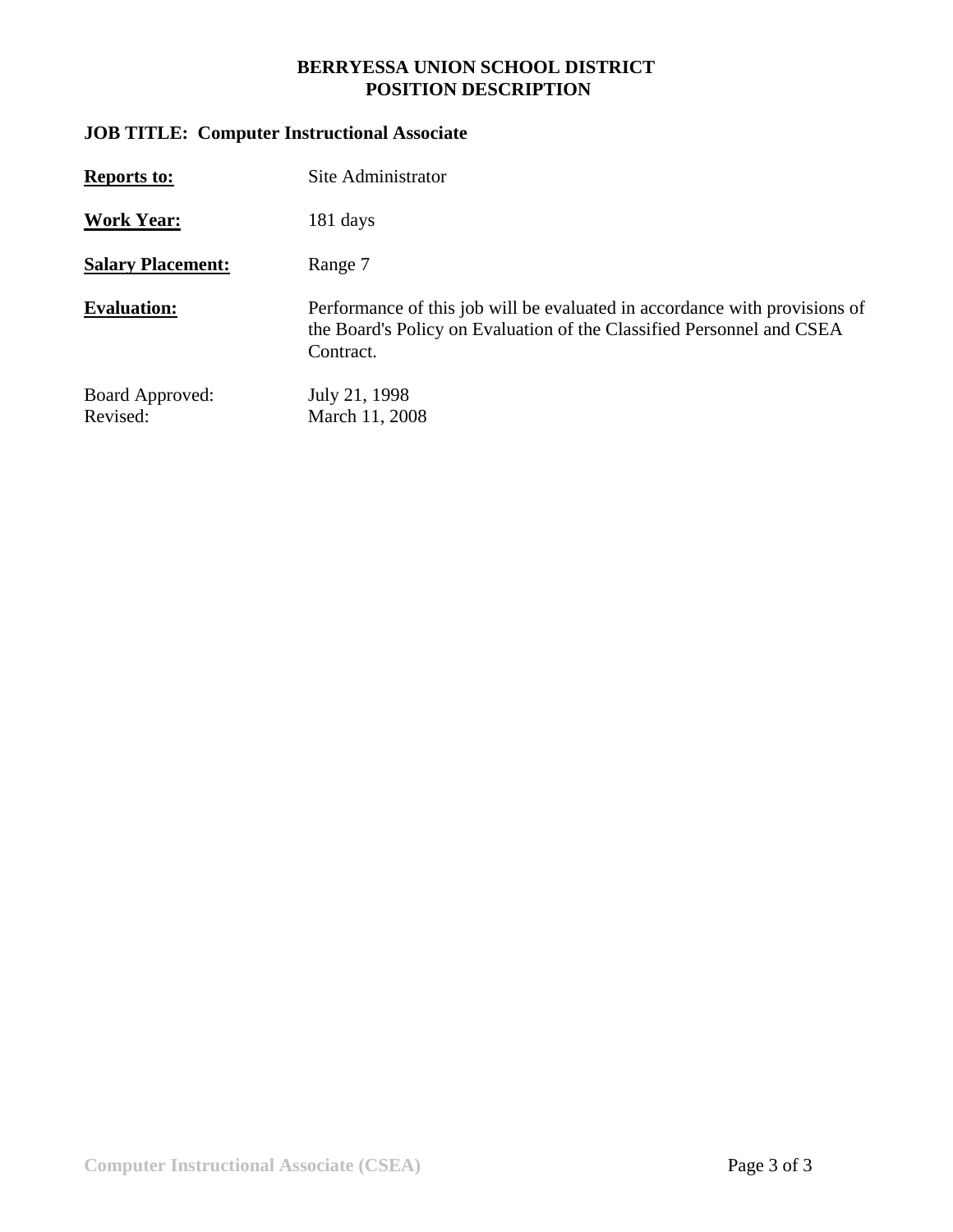**BERRYESSA UNION SCHOOL DISTRICT**
**POSITION DESCRIPTION**

**JOB TITLE: Computer Instructional Associate**

**Reports to:** Site Administrator

**Work Year:** 181 days

**Salary Placement:** Range 7

**Evaluation:** Performance of this job will be evaluated in accordance with provisions of the Board's Policy on Evaluation of the Classified Personnel and CSEA Contract.

Board Approved: July 21, 1998
Revised: March 11, 2008